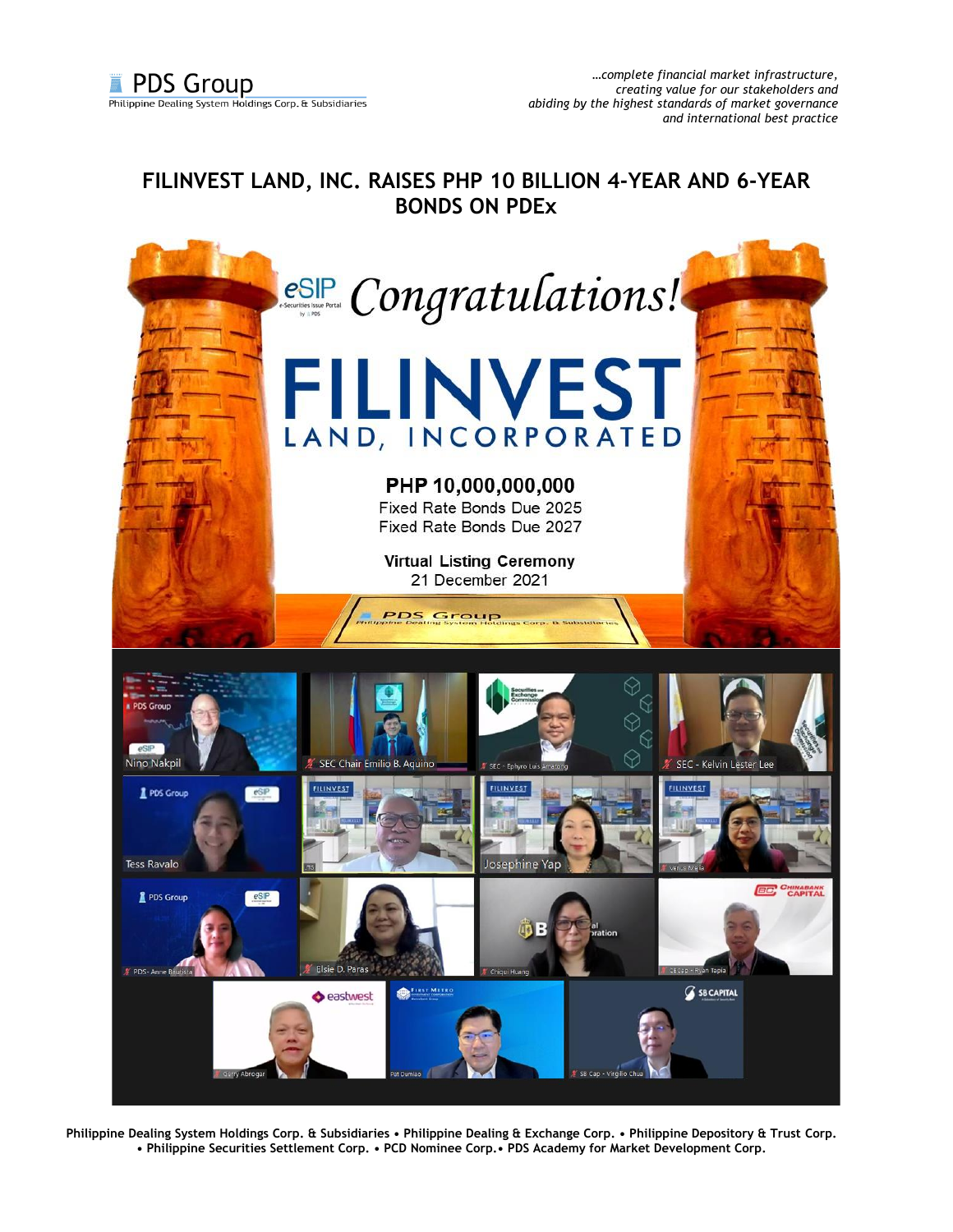*…complete financial market infrastructure, creating value for our stakeholders and abiding by the highest standards of market governance and international best practice*

# FILINVEST LAND, INC. RAISES PHP 10 BILLION 4-YEAR AND 6-YEAR BONDS ON PDEx

eSIP Congratulations!

FILINVEST LAND, INCORPORATED

**PHP 10,000,000,000**

Fixed Rate Bonds Due 2025

Fixed Rate Bonds Due 2027

**Virtual Listing Ceremony**

21 December 2021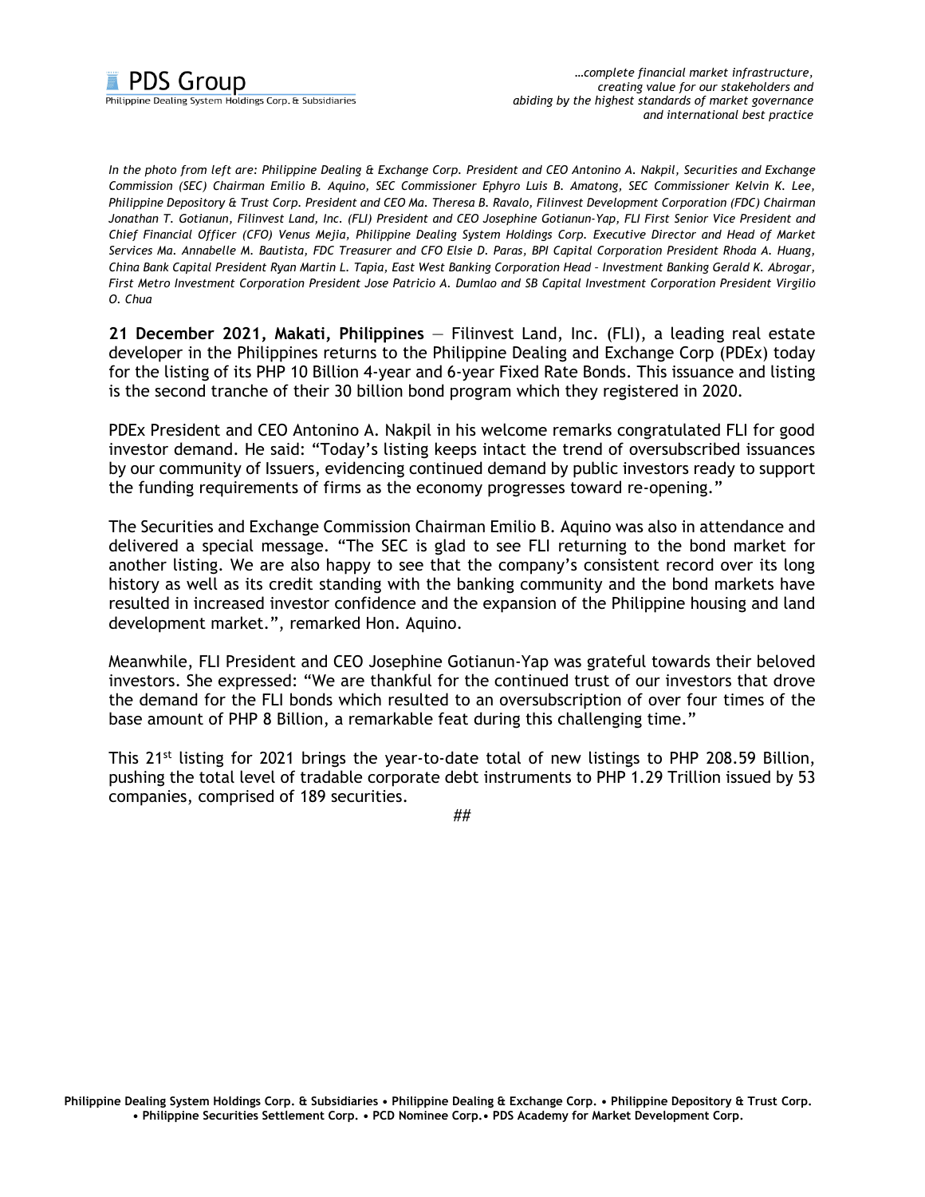*In the photo from left are: Philippine Dealing & Exchange Corp. President and CEO Antonino A. Nakpil, Securities and Exchange Commission (SEC) Chairman Emilio B. Aquino, SEC Commissioner Ephyro Luis B. Amatong, SEC Commissioner Kelvin K. Lee, Philippine Depository & Trust Corp. President and CEO Ma. Theresa B. Ravalo, Filinvest Development Corporation (FDC) Chairman Jonathan T. Gotianun, Filinvest Land, Inc. (FLI) President and CEO Josephine Gotianun-Yap, FLI First Senior Vice President and Chief Financial Officer (CFO) Venus Mejia, Philippine Dealing System Holdings Corp. Executive Director and Head of Market Services Ma. Annabelle M. Bautista, FDC Treasurer and CFO Elsie D. Paras, BPI Capital Corporation President Rhoda A. Huang, China Bank Capital President Ryan Martin L. Tapia, East West Banking Corporation Head – Investment Banking Gerald K. Abrogar, First Metro Investment Corporation President Jose Patricio A. Dumlao and SB Capital Investment Corporation President Virgilio O. Chua*

**21 December 2021, Makati, Philippines** — Filinvest Land, Inc. (FLI), a leading real estate developer in the Philippines returns to the Philippine Dealing and Exchange Corp (PDEx) today for the listing of its PHP 10 Billion 4-year and 6-year Fixed Rate Bonds. This issuance and listing is the second tranche of their 30 billion bond program which they registered in 2020.

PDEx President and CEO Antonino A. Nakpil in his welcome remarks congratulated FLI for good investor demand. He said: "Today's listing keeps intact the trend of oversubscribed issuances by our community of Issuers, evidencing continued demand by public investors ready to support the funding requirements of firms as the economy progresses toward re-opening."

The Securities and Exchange Commission Chairman Emilio B. Aquino was also in attendance and delivered a special message. "The SEC is glad to see FLI returning to the bond market for another listing. We are also happy to see that the company's consistent record over its long history as well as its credit standing with the banking community and the bond markets have resulted in increased investor confidence and the expansion of the Philippine housing and land development market.", remarked Hon. Aquino.

Meanwhile, FLI President and CEO Josephine Gotianun-Yap was grateful towards their beloved investors. She expressed: "We are thankful for the continued trust of our investors that drove the demand for the FLI bonds which resulted to an oversubscription of over four times of the base amount of PHP 8 Billion, a remarkable feat during this challenging time."

This 21st listing for 2021 brings the year-to-date total of new listings to PHP 208.59 Billion, pushing the total level of tradable corporate debt instruments to PHP 1.29 Trillion issued by 53 companies, comprised of 189 securities.

##